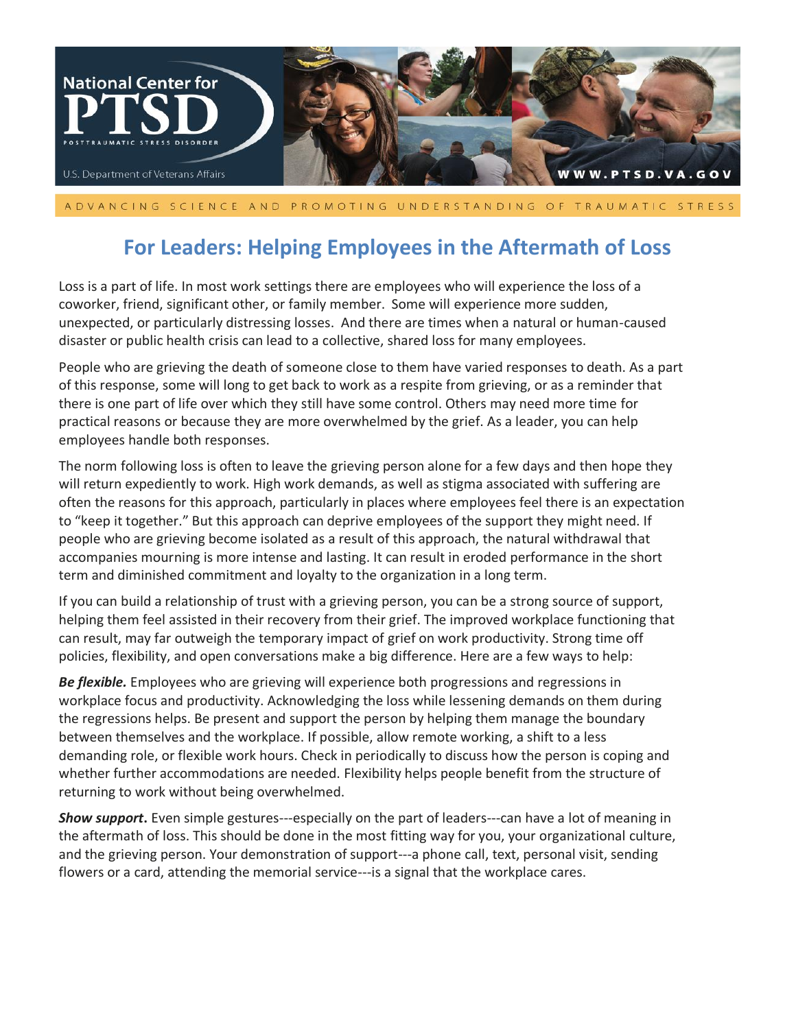# For Leaders: Helping Employees in the Aftermath of Loss

Loss is a part of life. In most work settings there are employees who will experience the loss of a coworker, friend, significant other, or family member. Some will experience more sudden, unexpected, or particularly distressing losses. And there are times when a natural or human-caused disaster or public health crisis can lead to a collective, shared loss for many employees.

People who are grieving the death of someone close to them have varied responses to death. As a part of this response, some will long to get back to work as a respite from grieving, or as a reminder that there is one part of life over which they still have some control. Others may need more time for practical reasons or because they are more overwhelmed by the grief. As a leader, you can help employees handle both responses.

The norm following loss is often to leave the grieving person alone for a few days and then hope they will return expediently to work. High work demands, as well as stigma associated with suffering are often the reasons for this approach, particularly in places where employees feel there is an expectation to "keep it together." But this approach can deprive employees of the support they might need. If people who are grieving become isolated as a result of this approach, the natural withdrawal that accompanies mourning is more intense and lasting. It can result in eroded performance in the short term and diminished commitment and loyalty to the organization in a long term.

If you can build a relationship of trust with a grieving person, you can be a strong source of support, helping them feel assisted in their recovery from their grief. The improved workplace functioning that can result, may far outweigh the temporary impact of grief on work productivity. Strong time off policies, flexibility, and open conversations make a big difference. Here are a few ways to help:

***Be flexible.*** Employees who are grieving will experience both progressions and regressions in workplace focus and productivity. Acknowledging the loss while lessening demands on them during the regressions helps. Be present and support the person by helping them manage the boundary between themselves and the workplace. If possible, allow remote working, a shift to a less demanding role, or flexible work hours. Check in periodically to discuss how the person is coping and whether further accommodations are needed. Flexibility helps people benefit from the structure of returning to work without being overwhelmed.

***Show support*.** Even simple gestures---especially on the part of leaders---can have a lot of meaning in the aftermath of loss. This should be done in the most fitting way for you, your organizational culture, and the grieving person. Your demonstration of support---a phone call, text, personal visit, sending flowers or a card, attending the memorial service---is a signal that the workplace cares.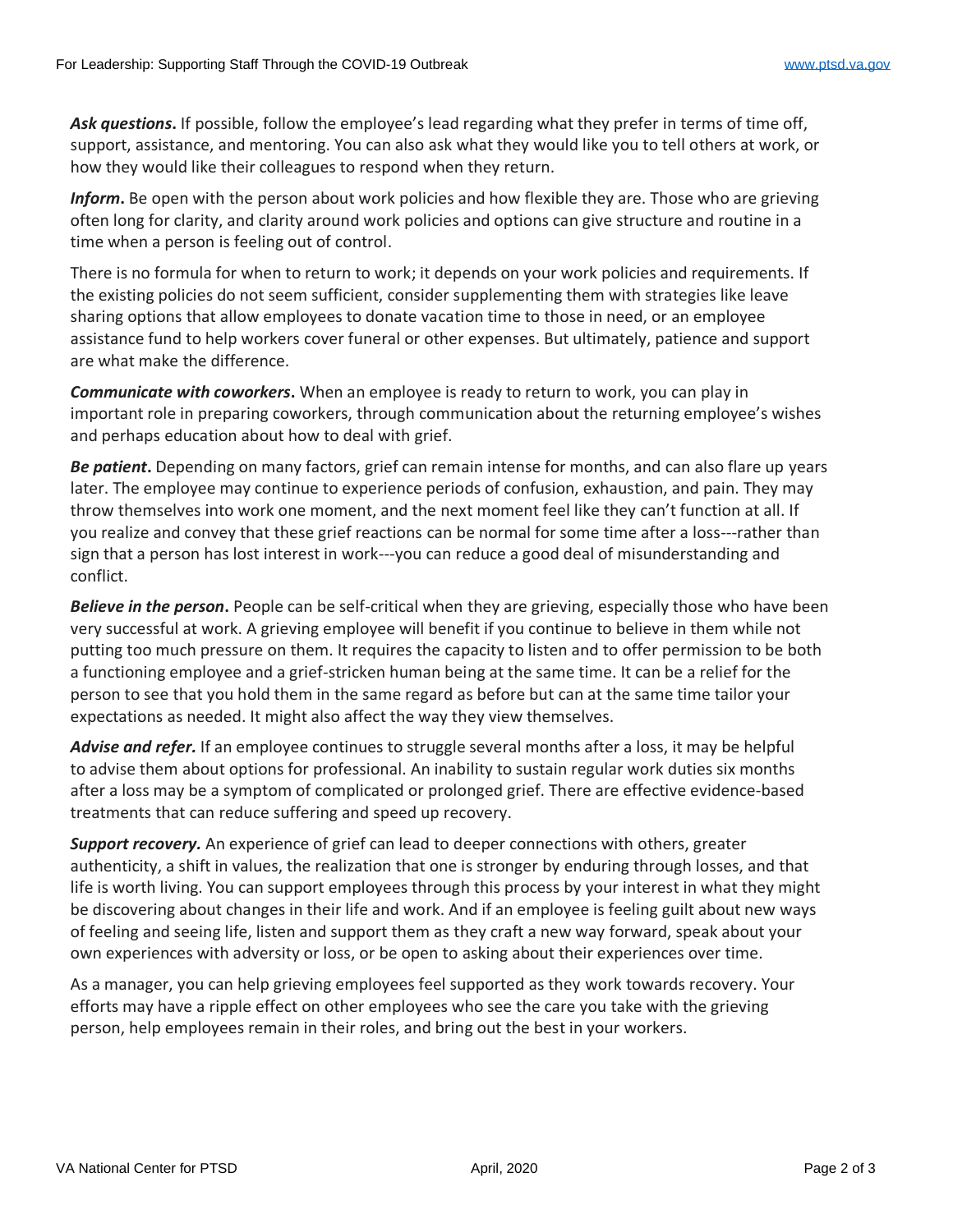***Ask questions*.** If possible, follow the employee's lead regarding what they prefer in terms of time off, support, assistance, and mentoring. You can also ask what they would like you to tell others at work, or how they would like their colleagues to respond when they return.

***Inform*.** Be open with the person about work policies and how flexible they are. Those who are grieving often long for clarity, and clarity around work policies and options can give structure and routine in a time when a person is feeling out of control.

There is no formula for when to return to work; it depends on your work policies and requirements. If the existing policies do not seem sufficient, consider supplementing them with strategies like leave sharing options that allow employees to donate vacation time to those in need, or an employee assistance fund to help workers cover funeral or other expenses. But ultimately, patience and support are what make the difference.

***Communicate with coworkers*.** When an employee is ready to return to work, you can play in important role in preparing coworkers, through communication about the returning employee's wishes and perhaps education about how to deal with grief.

***Be patient*.** Depending on many factors, grief can remain intense for months, and can also flare up years later. The employee may continue to experience periods of confusion, exhaustion, and pain. They may throw themselves into work one moment, and the next moment feel like they can't function at all. If you realize and convey that these grief reactions can be normal for some time after a loss---rather than sign that a person has lost interest in work---you can reduce a good deal of misunderstanding and conflict.

***Believe in the person*.** People can be self-critical when they are grieving, especially those who have been very successful at work. A grieving employee will benefit if you continue to believe in them while not putting too much pressure on them. It requires the capacity to listen and to offer permission to be both a functioning employee and a grief-stricken human being at the same time. It can be a relief for the person to see that you hold them in the same regard as before but can at the same time tailor your expectations as needed. It might also affect the way they view themselves.

***Advise and refer.*** If an employee continues to struggle several months after a loss, it may be helpful to advise them about options for professional. An inability to sustain regular work duties six months after a loss may be a symptom of complicated or prolonged grief. There are effective evidence-based treatments that can reduce suffering and speed up recovery.

***Support recovery.*** An experience of grief can lead to deeper connections with others, greater authenticity, a shift in values, the realization that one is stronger by enduring through losses, and that life is worth living. You can support employees through this process by your interest in what they might be discovering about changes in their life and work. And if an employee is feeling guilt about new ways of feeling and seeing life, listen and support them as they craft a new way forward, speak about your own experiences with adversity or loss, or be open to asking about their experiences over time.

As a manager, you can help grieving employees feel supported as they work towards recovery. Your efforts may have a ripple effect on other employees who see the care you take with the grieving person, help employees remain in their roles, and bring out the best in your workers.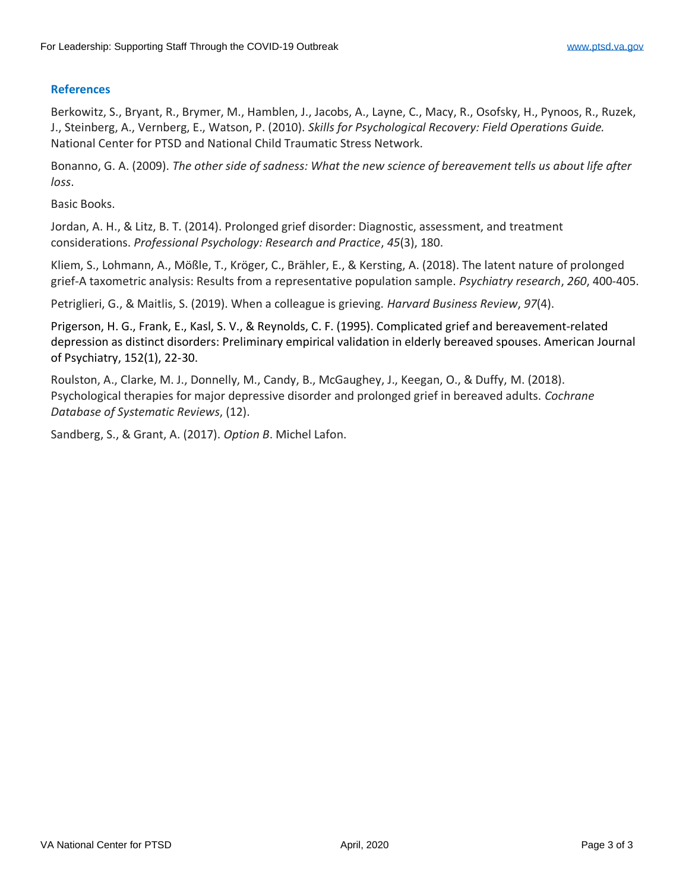## References

Berkowitz, S., Bryant, R., Brymer, M., Hamblen, J., Jacobs, A., Layne, C., Macy, R., Osofsky, H., Pynoos, R., Ruzek, J., Steinberg, A., Vernberg, E., Watson, P. (2010). *Skills for Psychological Recovery: Field Operations Guide.* National Center for PTSD and National Child Traumatic Stress Network.

Bonanno, G. A. (2009). *The other side of sadness: What the new science of bereavement tells us about life after loss*.

Basic Books.

Jordan, A. H., & Litz, B. T. (2014). Prolonged grief disorder: Diagnostic, assessment, and treatment considerations. *Professional Psychology: Research and Practice*, *45*(3), 180.

Kliem, S., Lohmann, A., Mößle, T., Kröger, C., Brähler, E., & Kersting, A. (2018). The latent nature of prolonged grief-A taxometric analysis: Results from a representative population sample. *Psychiatry research*, *260*, 400-405.

Petriglieri, G., & Maitlis, S. (2019). When a colleague is grieving. *Harvard Business Review*, *97*(4).

Prigerson, H. G., Frank, E., Kasl, S. V., & Reynolds, C. F. (1995). Complicated grief and bereavement-related depression as distinct disorders: Preliminary empirical validation in elderly bereaved spouses. American Journal of Psychiatry, 152(1), 22-30.

Roulston, A., Clarke, M. J., Donnelly, M., Candy, B., McGaughey, J., Keegan, O., & Duffy, M. (2018). Psychological therapies for major depressive disorder and prolonged grief in bereaved adults. *Cochrane Database of Systematic Reviews*, (12).

Sandberg, S., & Grant, A. (2017). *Option B*. Michel Lafon.